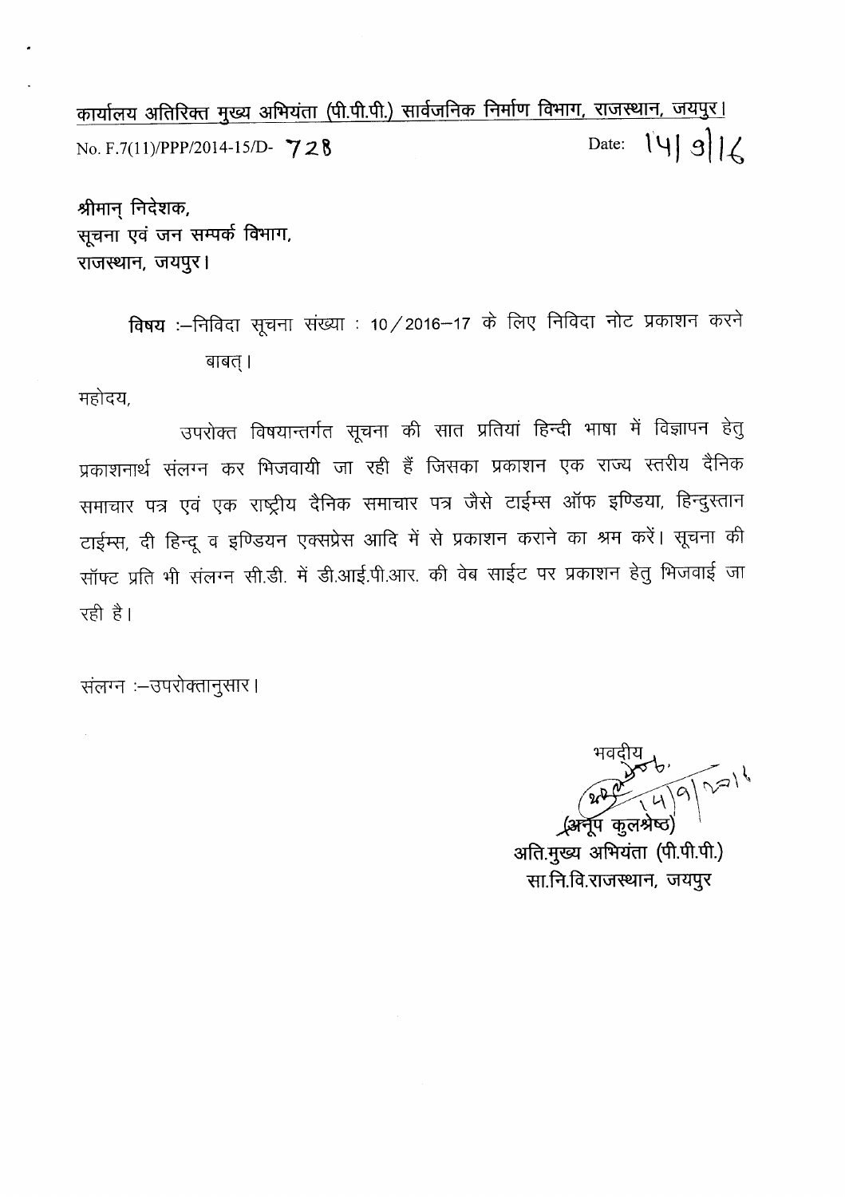<u>कार्यालय अतिरिक्त मुख्य अभियंता (पी.पी.पी.) सार्वजनिक निर्माण विभाग, राजस्थान, जयपुर।</u>

No. F.7(11)/PPP/2014-15/D- 728 Date: 14|9|16

श्रीमान् निदेशक,
सूचना एवं जन सम्पर्क विभाग,
राजस्थान, जयपुर।

**विषय** :–निविदा सूचना संख्या : 10/2016–17 के लिए निविदा नोट प्रकाशन करने बाबत्।

महोदय,

उपरोक्त विषयान्तर्गत सूचना की सात प्रतियां हिन्दी भाषा में विज्ञापन हेतु प्रकाशनार्थ संलग्न कर भिजवायी जा रही हैं जिसका प्रकाशन एक राज्य स्तरीय दैनिक समाचार पत्र एवं एक राष्ट्रीय दैनिक समाचार पत्र जैसे टाईम्स ऑफ इण्डिया, हिन्दुस्तान टाईम्स, दी हिन्दू व इण्डियन एक्सप्रेस आदि में से प्रकाशन कराने का श्रम करें। सूचना की सॉफ्ट प्रति भी संलग्न सी.डी. में डी.आई.पी.आर. की वेब साईट पर प्रकाशन हेतु भिजवाई जा रही है।

संलग्न :–उपरोक्तानुसार।

भवदीय

14/9/2016

(अनूप कुलश्रेष्ठ)
अति.मुख्य अभियंता (पी.पी.पी.)
सा.नि.वि.राजस्थान, जयपुर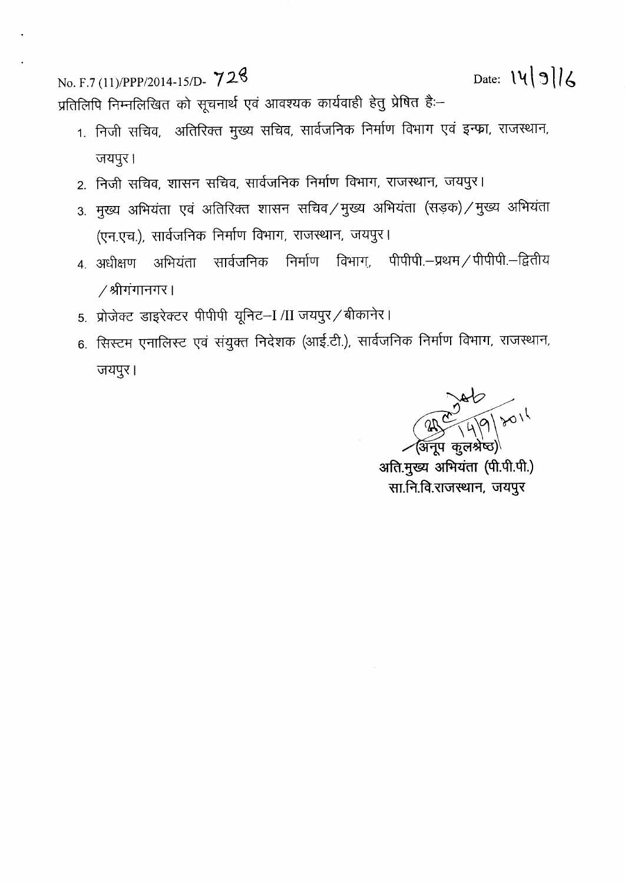No. F.7 (11)/PPP/2014-15/D- 728 Date: 14|9|16

प्रतिलिपि निम्नलिखित को सूचनार्थ एवं आवश्यक कार्यवाही हेतु प्रेषित हैः–

1. निजी सचिव, अतिरिक्त मुख्य सचिव, सार्वजनिक निर्माण विभाग एवं इन्फ्रा, राजस्थान, जयपुर।
2. निजी सचिव, शासन सचिव, सार्वजनिक निर्माण विभाग, राजस्थान, जयपुर।
3. मुख्य अभियंता एवं अतिरिक्त शासन सचिव / मुख्य अभियंता (सड़क) / मुख्य अभियंता (एन.एच.), सार्वजनिक निर्माण विभाग, राजस्थान, जयपुर।
4. अधीक्षण अभियंता सार्वजनिक निर्माण विभाग, पीपीपी.–प्रथम / पीपीपी.–द्वितीय / श्रीगंगानगर।
5. प्रोजेक्ट डाइरेक्टर पीपीपी यूनिट–I /II जयपुर / बीकानेर।
6. सिस्टम एनालिस्ट एवं संयुक्त निदेशक (आई.टी.), सार्वजनिक निर्माण विभाग, राजस्थान, जयपुर।

14/9/2016

(अनूप कुलश्रेष्ठ)
अति.मुख्य अभियंता (पी.पी.पी.)
सा.नि.वि.राजस्थान, जयपुर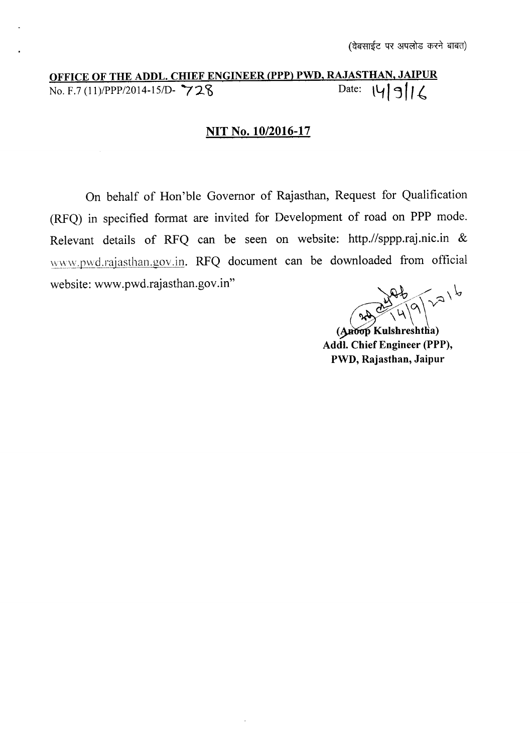(वेबसाईट पर अपलोड करने बाबत)

**OFFICE OF THE ADDL. CHIEF ENGINEER (PPP) PWD, RAJASTHAN, JAIPUR**

No. F.7 (11)/PPP/2014-15/D- 728 Date: 14/9/16

## NIT No. 10/2016-17

On behalf of Hon'ble Governor of Rajasthan, Request for Qualification (RFQ) in specified format are invited for Development of road on PPP mode. Relevant details of RFQ can be seen on website: http.//sppp.raj.nic.in & www.pwd.rajasthan.gov.in. RFQ document can be downloaded from official website: www.pwd.rajasthan.gov.in"

14/9/2016

**(Anoop Kulshreshtha)**
**Addl. Chief Engineer (PPP),**
**PWD, Rajasthan, Jaipur**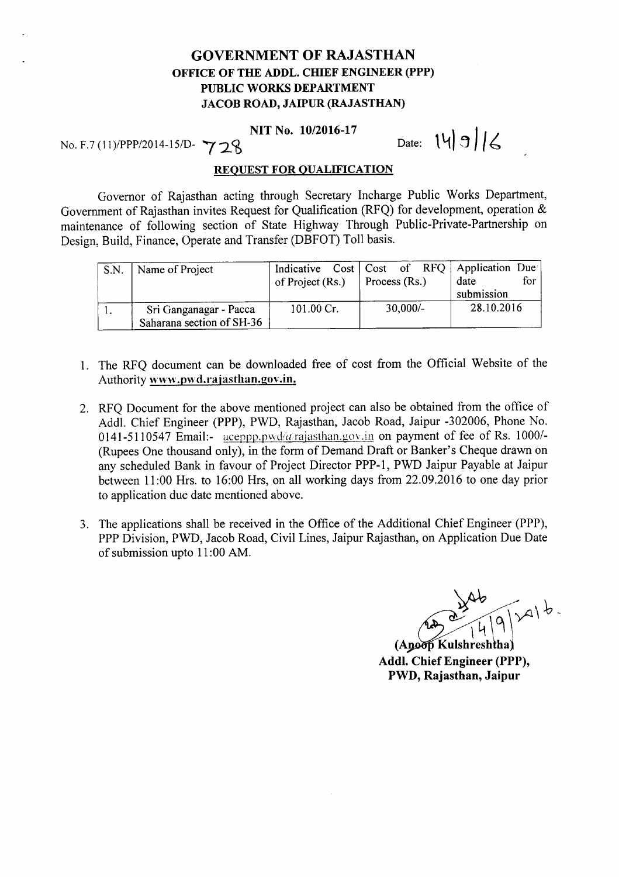# GOVERNMENT OF RAJASTHAN

## OFFICE OF THE ADDL. CHIEF ENGINEER (PPP)
## PUBLIC WORKS DEPARTMENT
## JACOB ROAD, JAIPUR (RAJASTHAN)

**NIT No. 10/2016-17**

No. F.7 (11)/PPP/2014-15/D- 728 Date: 14/9/16

**REQUEST FOR QUALIFICATION**

Governor of Rajasthan acting through Secretary Incharge Public Works Department, Government of Rajasthan invites Request for Qualification (RFQ) for development, operation & maintenance of following section of State Highway Through Public-Private-Partnership on Design, Build, Finance, Operate and Transfer (DBFOT) Toll basis.

| S.N. | Name of Project | Indicative Cost of Project (Rs.) | Cost of RFQ Process (Rs.) | Application Due date for submission |
|---|---|---|---|---|
| 1. | Sri Ganganagar - Pacca Saharana section of SH-36 | 101.00 Cr. | 30,000/- | 28.10.2016 |

1. The RFQ document can be downloaded free of cost from the Official Website of the Authority **www.pwd.rajasthan.gov.in.**

2. RFQ Document for the above mentioned project can also be obtained from the office of Addl. Chief Engineer (PPP), PWD, Rajasthan, Jacob Road, Jaipur -302006, Phone No. 0141-5110547 Email:- aceppp.pwd@rajasthan.gov.in on payment of fee of Rs. 1000/- (Rupees One thousand only), in the form of Demand Draft or Banker's Cheque drawn on any scheduled Bank in favour of Project Director PPP-1, PWD Jaipur Payable at Jaipur between 11:00 Hrs. to 16:00 Hrs, on all working days from 22.09.2016 to one day prior to application due date mentioned above.

3. The applications shall be received in the Office of the Additional Chief Engineer (PPP), PPP Division, PWD, Jacob Road, Civil Lines, Jaipur Rajasthan, on Application Due Date of submission upto 11:00 AM.

14/9/2016

**(Anoop Kulshreshtha)**
**Addl. Chief Engineer (PPP),**
**PWD, Rajasthan, Jaipur**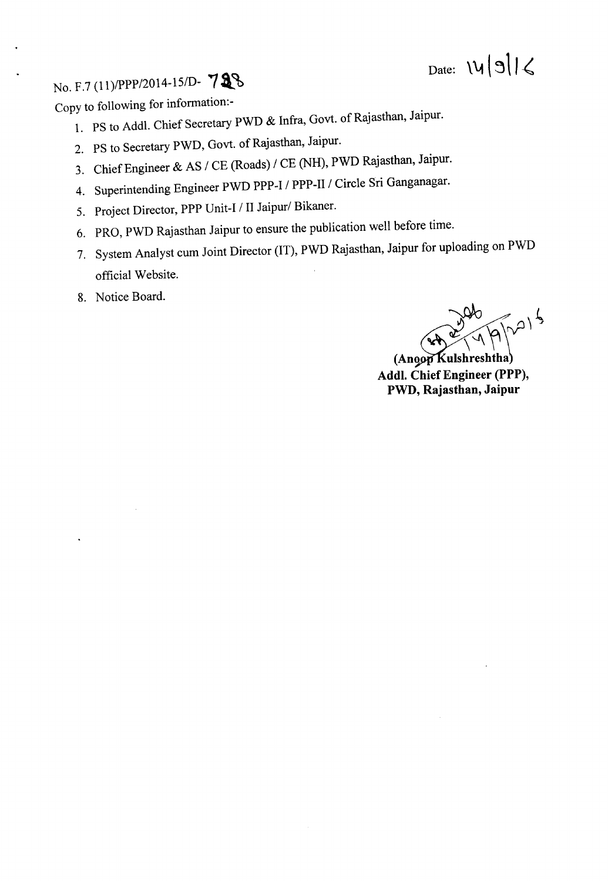No. F.7 (11)/PPP/2014-15/D- 783

Date: 14/9/16

Copy to following for information:-

1. PS to Addl. Chief Secretary PWD & Infra, Govt. of Rajasthan, Jaipur.
2. PS to Secretary PWD, Govt. of Rajasthan, Jaipur.
3. Chief Engineer & AS / CE (Roads) / CE (NH), PWD Rajasthan, Jaipur.
4. Superintending Engineer PWD PPP-I / PPP-II / Circle Sri Ganganagar.
5. Project Director, PPP Unit-I / II Jaipur/ Bikaner.
6. PRO, PWD Rajasthan Jaipur to ensure the publication well before time.
7. System Analyst cum Joint Director (IT), PWD Rajasthan, Jaipur for uploading on PWD official Website.
8. Notice Board.

14/9/2016

**(Anoop Kulshreshtha)**
**Addl. Chief Engineer (PPP),**
**PWD, Rajasthan, Jaipur**